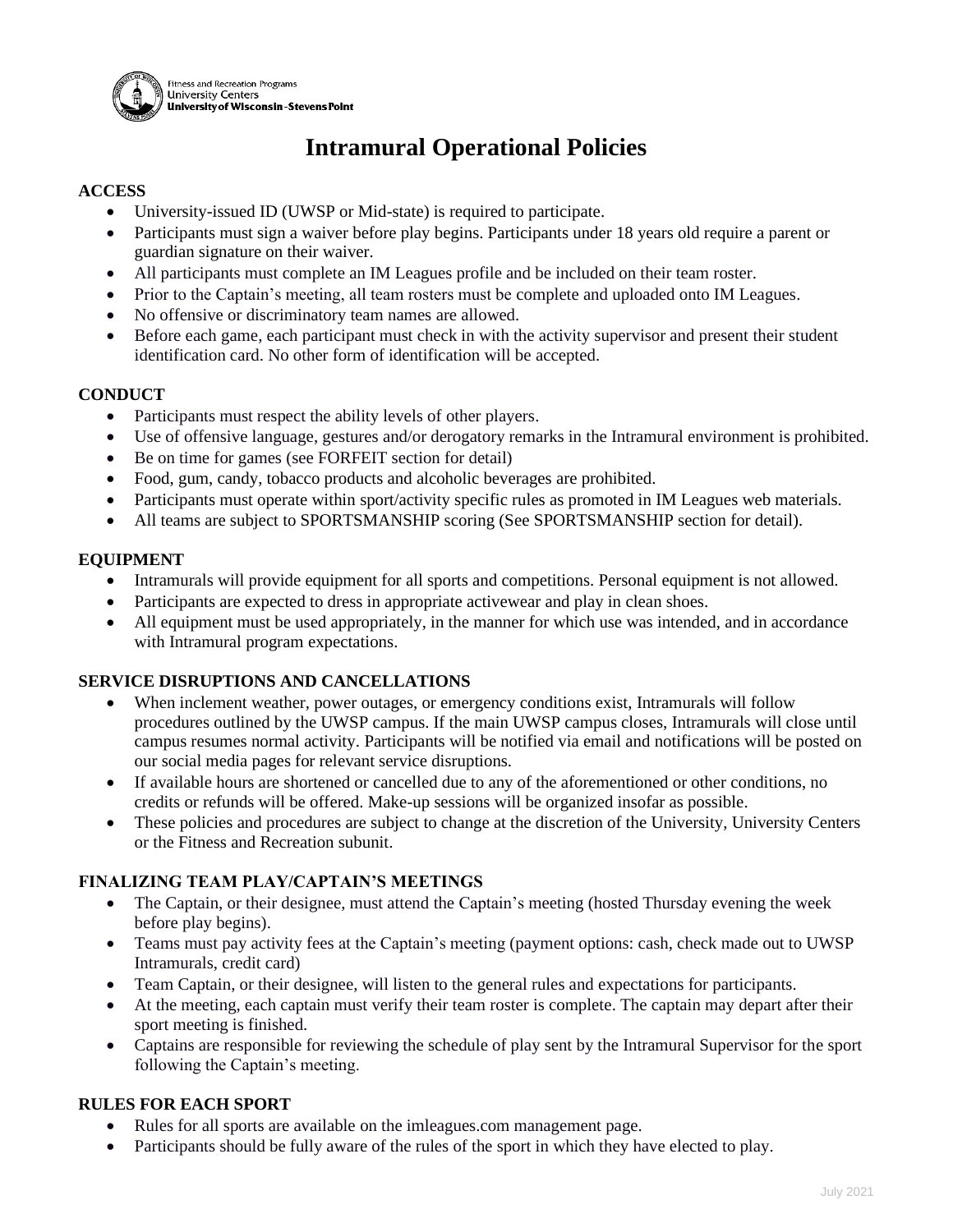Fitness and Recreation Programs
University Centers
University of Wisconsin-Stevens Point

# Intramural Operational Policies

## ACCESS

- University-issued ID (UWSP or Mid-state) is required to participate.
- Participants must sign a waiver before play begins. Participants under 18 years old require a parent or guardian signature on their waiver.
- All participants must complete an IM Leagues profile and be included on their team roster.
- Prior to the Captain's meeting, all team rosters must be complete and uploaded onto IM Leagues.
- No offensive or discriminatory team names are allowed.
- Before each game, each participant must check in with the activity supervisor and present their student identification card. No other form of identification will be accepted.

## CONDUCT

- Participants must respect the ability levels of other players.
- Use of offensive language, gestures and/or derogatory remarks in the Intramural environment is prohibited.
- Be on time for games (see FORFEIT section for detail)
- Food, gum, candy, tobacco products and alcoholic beverages are prohibited.
- Participants must operate within sport/activity specific rules as promoted in IM Leagues web materials.
- All teams are subject to SPORTSMANSHIP scoring (See SPORTSMANSHIP section for detail).

## EQUIPMENT

- Intramurals will provide equipment for all sports and competitions. Personal equipment is not allowed.
- Participants are expected to dress in appropriate activewear and play in clean shoes.
- All equipment must be used appropriately, in the manner for which use was intended, and in accordance with Intramural program expectations.

## SERVICE DISRUPTIONS AND CANCELLATIONS

- When inclement weather, power outages, or emergency conditions exist, Intramurals will follow procedures outlined by the UWSP campus. If the main UWSP campus closes, Intramurals will close until campus resumes normal activity. Participants will be notified via email and notifications will be posted on our social media pages for relevant service disruptions.
- If available hours are shortened or cancelled due to any of the aforementioned or other conditions, no credits or refunds will be offered. Make-up sessions will be organized insofar as possible.
- These policies and procedures are subject to change at the discretion of the University, University Centers or the Fitness and Recreation subunit.

## FINALIZING TEAM PLAY/CAPTAIN'S MEETINGS

- The Captain, or their designee, must attend the Captain's meeting (hosted Thursday evening the week before play begins).
- Teams must pay activity fees at the Captain's meeting (payment options: cash, check made out to UWSP Intramurals, credit card)
- Team Captain, or their designee, will listen to the general rules and expectations for participants.
- At the meeting, each captain must verify their team roster is complete. The captain may depart after their sport meeting is finished.
- Captains are responsible for reviewing the schedule of play sent by the Intramural Supervisor for the sport following the Captain's meeting.

## RULES FOR EACH SPORT

- Rules for all sports are available on the imleagues.com management page.
- Participants should be fully aware of the rules of the sport in which they have elected to play.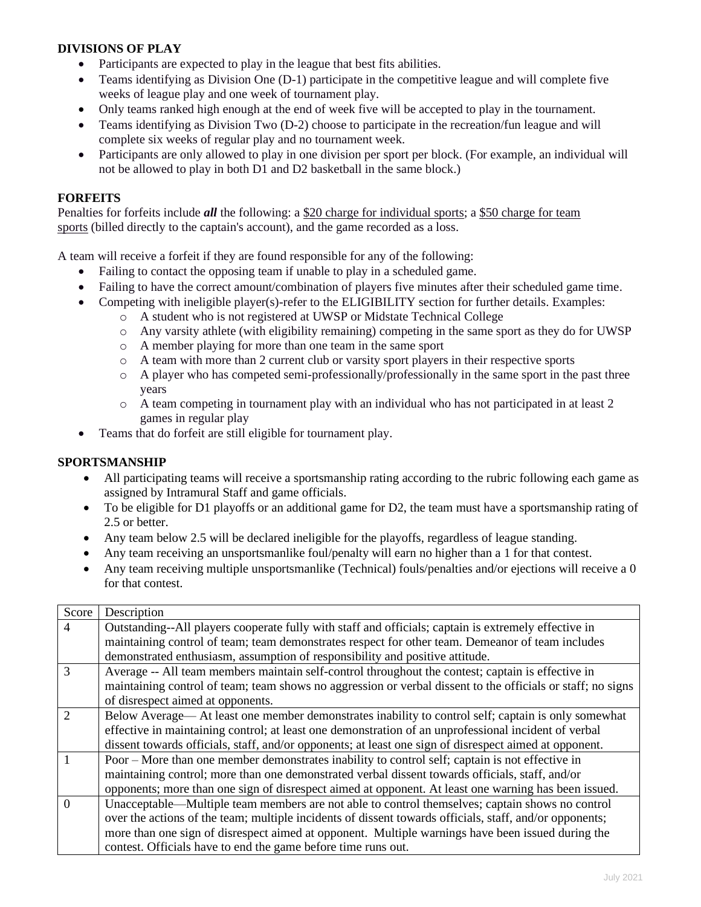**DIVISIONS OF PLAY**

- Participants are expected to play in the league that best fits abilities.
- Teams identifying as Division One (D-1) participate in the competitive league and will complete five weeks of league play and one week of tournament play.
- Only teams ranked high enough at the end of week five will be accepted to play in the tournament.
- Teams identifying as Division Two (D-2) choose to participate in the recreation/fun league and will complete six weeks of regular play and no tournament week.
- Participants are only allowed to play in one division per sport per block. (For example, an individual will not be allowed to play in both D1 and D2 basketball in the same block.)

**FORFEITS**

Penalties for forfeits include ***all*** the following: a $20 charge for individual sports; a $50 charge for team sports (billed directly to the captain's account), and the game recorded as a loss.

A team will receive a forfeit if they are found responsible for any of the following:

- Failing to contact the opposing team if unable to play in a scheduled game.
- Failing to have the correct amount/combination of players five minutes after their scheduled game time.
- Competing with ineligible player(s)-refer to the ELIGIBILITY section for further details. Examples:
  - A student who is not registered at UWSP or Midstate Technical College
  - Any varsity athlete (with eligibility remaining) competing in the same sport as they do for UWSP
  - A member playing for more than one team in the same sport
  - A team with more than 2 current club or varsity sport players in their respective sports
  - A player who has competed semi-professionally/professionally in the same sport in the past three years
  - A team competing in tournament play with an individual who has not participated in at least 2 games in regular play
- Teams that do forfeit are still eligible for tournament play.

**SPORTSMANSHIP**

- All participating teams will receive a sportsmanship rating according to the rubric following each game as assigned by Intramural Staff and game officials.
- To be eligible for D1 playoffs or an additional game for D2, the team must have a sportsmanship rating of 2.5 or better.
- Any team below 2.5 will be declared ineligible for the playoffs, regardless of league standing.
- Any team receiving an unsportsmanlike foul/penalty will earn no higher than a 1 for that contest.
- Any team receiving multiple unsportsmanlike (Technical) fouls/penalties and/or ejections will receive a 0 for that contest.

| Score | Description |
|---|---|
| 4 | Outstanding--All players cooperate fully with staff and officials; captain is extremely effective in maintaining control of team; team demonstrates respect for other team. Demeanor of team includes demonstrated enthusiasm, assumption of responsibility and positive attitude. |
| 3 | Average -- All team members maintain self-control throughout the contest; captain is effective in maintaining control of team; team shows no aggression or verbal dissent to the officials or staff; no signs of disrespect aimed at opponents. |
| 2 | Below Average— At least one member demonstrates inability to control self; captain is only somewhat effective in maintaining control; at least one demonstration of an unprofessional incident of verbal dissent towards officials, staff, and/or opponents; at least one sign of disrespect aimed at opponent. |
| 1 | Poor – More than one member demonstrates inability to control self; captain is not effective in maintaining control; more than one demonstrated verbal dissent towards officials, staff, and/or opponents; more than one sign of disrespect aimed at opponent. At least one warning has been issued. |
| 0 | Unacceptable—Multiple team members are not able to control themselves; captain shows no control over the actions of the team; multiple incidents of dissent towards officials, staff, and/or opponents; more than one sign of disrespect aimed at opponent. Multiple warnings have been issued during the contest. Officials have to end the game before time runs out. |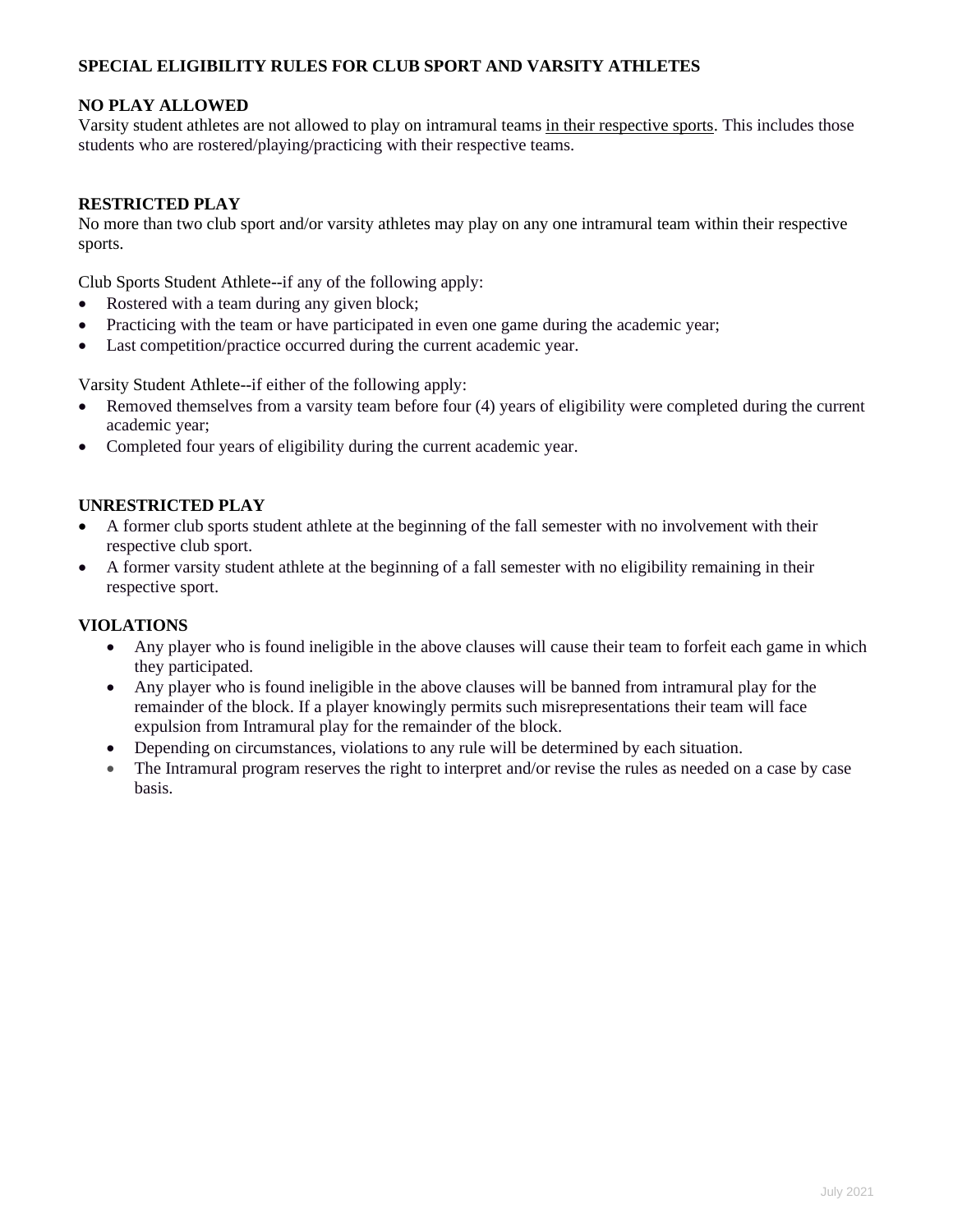## SPECIAL ELIGIBILITY RULES FOR CLUB SPORT AND VARSITY ATHLETES

### NO PLAY ALLOWED

Varsity student athletes are not allowed to play on intramural teams in their respective sports. This includes those students who are rostered/playing/practicing with their respective teams.

### RESTRICTED PLAY

No more than two club sport and/or varsity athletes may play on any one intramural team within their respective sports.

Club Sports Student Athlete--if any of the following apply:

- Rostered with a team during any given block;
- Practicing with the team or have participated in even one game during the academic year;
- Last competition/practice occurred during the current academic year.

Varsity Student Athlete--if either of the following apply:

- Removed themselves from a varsity team before four (4) years of eligibility were completed during the current academic year;
- Completed four years of eligibility during the current academic year.

### UNRESTRICTED PLAY

- A former club sports student athlete at the beginning of the fall semester with no involvement with their respective club sport.
- A former varsity student athlete at the beginning of a fall semester with no eligibility remaining in their respective sport.

### VIOLATIONS

- Any player who is found ineligible in the above clauses will cause their team to forfeit each game in which they participated.
- Any player who is found ineligible in the above clauses will be banned from intramural play for the remainder of the block. If a player knowingly permits such misrepresentations their team will face expulsion from Intramural play for the remainder of the block.
- Depending on circumstances, violations to any rule will be determined by each situation.
- The Intramural program reserves the right to interpret and/or revise the rules as needed on a case by case basis.